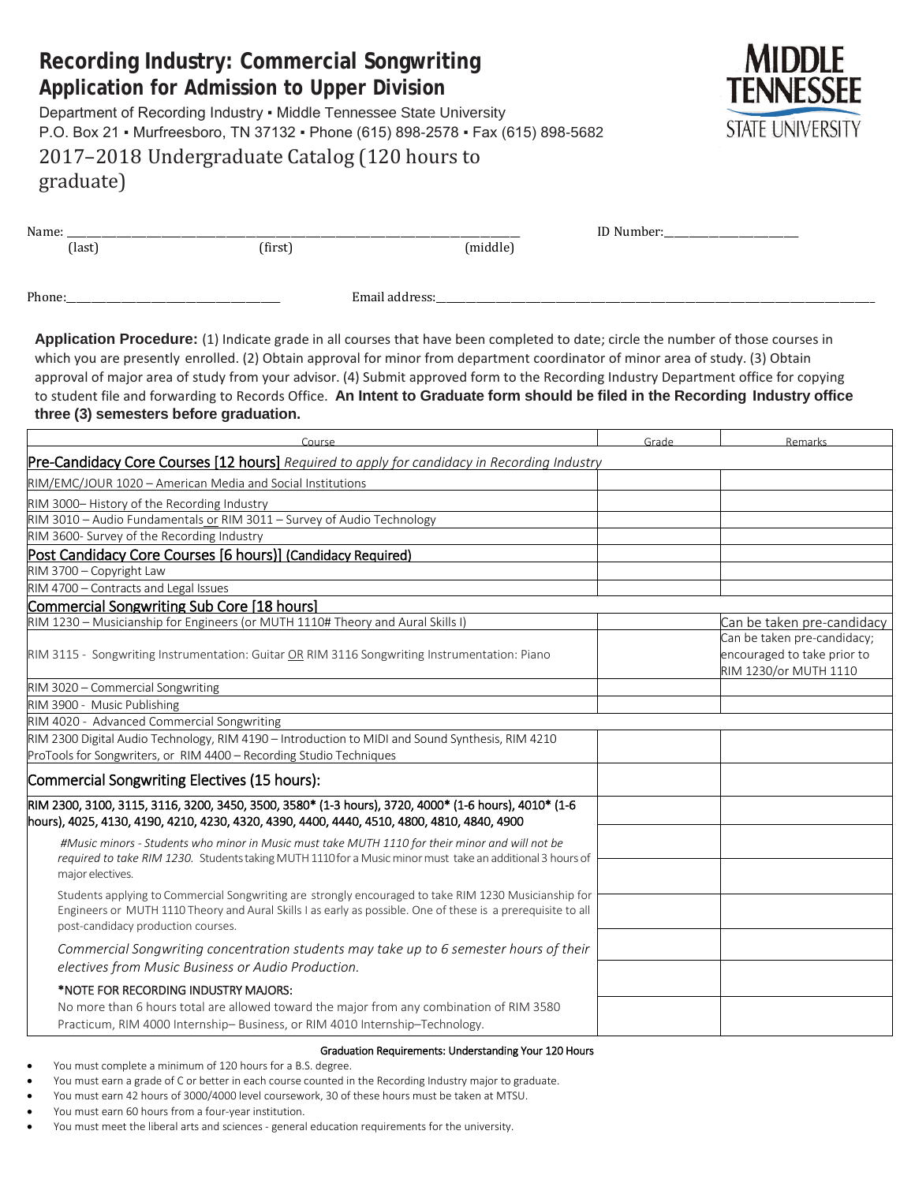# Recording Industry: Commercial Songwriting
## Application for Admission to Upper Division

Department of Recording Industry ▪ Middle Tennessee State University
P.O. Box 21 ▪ Murfreesboro, TN 37132 ▪ Phone (615) 898-2578 ▪ Fax (615) 898-5682

2017–2018 Undergraduate Catalog (120 hours to graduate)

MIDDLE TENNESSEE STATE UNIVERSITY

Name: ______________________________________________ ID Number: ________________
(last) (first) (middle)

Phone: ______________________ Email address: ______________________________________________

**Application Procedure:** (1) Indicate grade in all courses that have been completed to date; circle the number of those courses in which you are presently enrolled. (2) Obtain approval for minor from department coordinator of minor area of study. (3) Obtain approval of major area of study from your advisor. (4) Submit approved form to the Recording Industry Department office for copying to student file and forwarding to Records Office. **An Intent to Graduate form should be filed in the Recording Industry office three (3) semesters before graduation.**

| Course | Grade | Remarks |
|---|---|---|
| **Pre-Candidacy Core Courses [12 hours]** *Required to apply for candidacy in Recording Industry* | | |
| RIM/EMC/JOUR 1020 – American Media and Social Institutions | | |
| RIM 3000– History of the Recording Industry | | |
| RIM 3010 – Audio Fundamentals or RIM 3011 – Survey of Audio Technology | | |
| RIM 3600- Survey of the Recording Industry | | |
| **Post Candidacy Core Courses [6 hours)] (Candidacy Required)** | | |
| RIM 3700 – Copyright Law | | |
| RIM 4700 – Contracts and Legal Issues | | |
| **Commercial Songwriting Sub Core [18 hours]** | | |
| RIM 1230 – Musicianship for Engineers (or MUTH 1110# Theory and Aural Skills I) | | Can be taken pre-candidacy |
| RIM 3115 - Songwriting Instrumentation: Guitar OR RIM 3116 Songwriting Instrumentation: Piano | | Can be taken pre-candidacy; encouraged to take prior to RIM 1230/or MUTH 1110 |
| RIM 3020 – Commercial Songwriting | | |
| RIM 3900 - Music Publishing | | |
| RIM 4020 - Advanced Commercial Songwriting | | |
| RIM 2300 Digital Audio Technology, RIM 4190 – Introduction to MIDI and Sound Synthesis, RIM 4210 ProTools for Songwriters, or RIM 4400 – Recording Studio Techniques | | |
| **Commercial Songwriting Electives (15 hours):** | | |
| RIM 2300, 3100, 3115, 3116, 3200, 3450, 3500, 3580* (1-3 hours), 3720, 4000* (1-6 hours), 4010* (1-6 hours), 4025, 4130, 4190, 4210, 4230, 4320, 4390, 4400, 4440, 4510, 4800, 4810, 4840, 4900 | | |
| *#Music minors - Students who minor in Music must take MUTH 1110 for their minor and will not be required to take RIM 1230.* Students taking MUTH 1110 for a Music minor must take an additional 3 hours of major electives. | | |
| Students applying to Commercial Songwriting are strongly encouraged to take RIM 1230 Musicianship for Engineers or MUTH 1110 Theory and Aural Skills I as early as possible. One of these is a prerequisite to all post-candidacy production courses. | | |
| *Commercial Songwriting concentration students may take up to 6 semester hours of their electives from Music Business or Audio Production.* | | |
| *NOTE FOR RECORDING INDUSTRY MAJORS: No more than 6 hours total are allowed toward the major from any combination of RIM 3580 Practicum, RIM 4000 Internship– Business, or RIM 4010 Internship–Technology. | | |

**Graduation Requirements: Understanding Your 120 Hours**

- You must complete a minimum of 120 hours for a B.S. degree.
- You must earn a grade of C or better in each course counted in the Recording Industry major to graduate.
- You must earn 42 hours of 3000/4000 level coursework, 30 of these hours must be taken at MTSU.
- You must earn 60 hours from a four-year institution.
- You must meet the liberal arts and sciences - general education requirements for the university.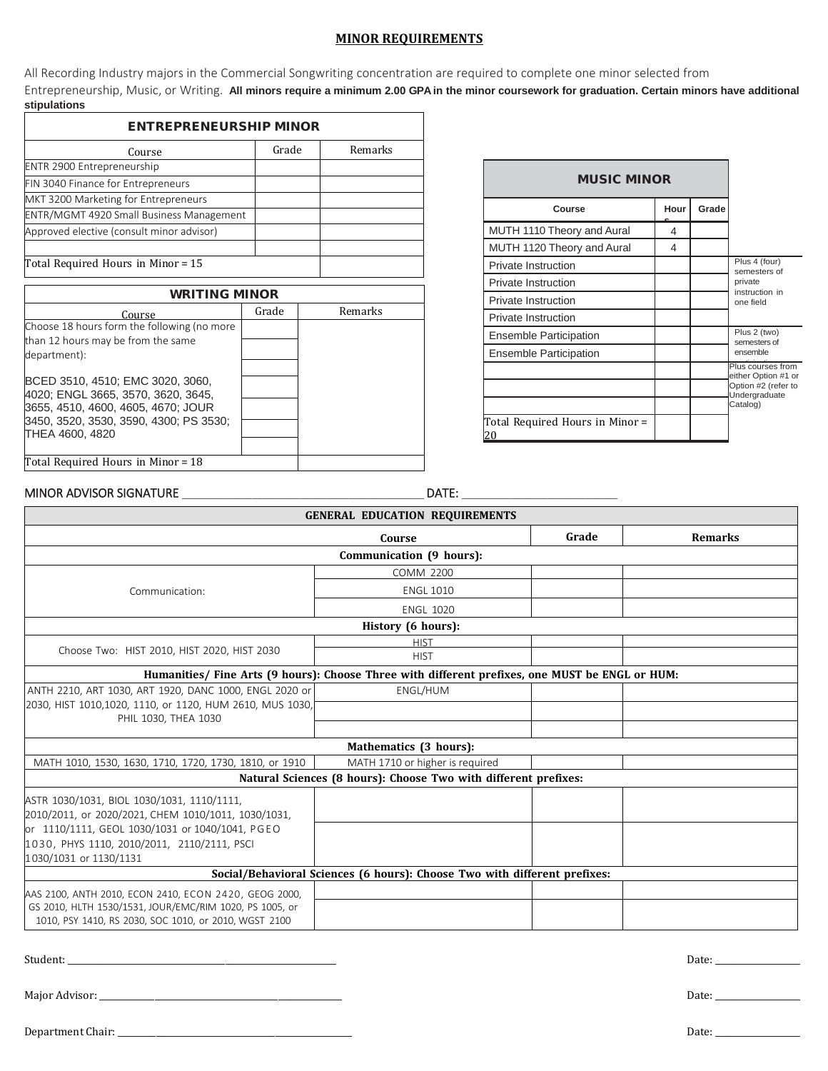# MINOR REQUIREMENTS

All Recording Industry majors in the Commercial Songwriting concentration are required to complete one minor selected from Entrepreneurship, Music, or Writing. **All minors require a minimum 2.00 GPA in the minor coursework for graduation. Certain minors have additional stipulations**

| ENTREPRENEURSHIP MINOR | | |
|---|---|---|
| Course | Grade | Remarks |
| ENTR 2900 Entrepreneurship | | |
| FIN 3040 Finance for Entrepreneurs | | |
| MKT 3200 Marketing for Entrepreneurs | | |
| ENTR/MGMT 4920 Small Business Management | | |
| Approved elective (consult minor advisor) | | |
| | | |
| Total Required Hours in Minor = 15 | | |

| WRITING MINOR | | |
|---|---|---|
| Course | Grade | Remarks |
| Choose 18 hours form the following (no more than 12 hours may be from the same department): BCED 3510, 4510; EMC 3020, 3060, 4020; ENGL 3665, 3570, 3620, 3645, 3655, 4510, 4600, 4605, 4670; JOUR 3450, 3520, 3530, 3590, 4300; PS 3530; THEA 4600, 4820 | | |
| Total Required Hours in Minor = 18 | | |

| MUSIC MINOR | | | |
|---|---|---|---|
| Course | Hours | Grade | |
| MUTH 1110 Theory and Aural | 4 | | |
| MUTH 1120 Theory and Aural | 4 | | |
| Private Instruction | | | Plus 4 (four) semesters of private instruction in one field |
| Private Instruction | | | |
| Private Instruction | | | |
| Private Instruction | | | |
| Ensemble Participation | | | Plus 2 (two) semesters of ensemble |
| Ensemble Participation | | | |
| | | | Plus courses from either Option #1 or Option #2 (refer to Undergraduate Catalog) |
| | | | |
| | | | |
| Total Required Hours in Minor = 20 | | | |

MINOR ADVISOR SIGNATURE ______________________ DATE: ______________

| GENERAL EDUCATION REQUIREMENTS | | | |
|---|---|---|---|
| | Course | Grade | Remarks |
| **Communication (9 hours):** | | | |
| Communication: | COMM 2200 | | |
| | ENGL 1010 | | |
| | ENGL 1020 | | |
| **History (6 hours):** | | | |
| Choose Two: HIST 2010, HIST 2020, HIST 2030 | HIST | | |
| | HIST | | |
| **Humanities/ Fine Arts (9 hours): Choose Three with different prefixes, one MUST be ENGL or HUM:** | | | |
| ANTH 2210, ART 1030, ART 1920, DANC 1000, ENGL 2020 or 2030, HIST 1010,1020, 1110, or 1120, HUM 2610, MUS 1030, PHIL 1030, THEA 1030 | ENGL/HUM | | |
| | | | |
| | | | |
| **Mathematics (3 hours):** | | | |
| MATH 1010, 1530, 1630, 1710, 1720, 1730, 1810, or 1910 | MATH 1710 or higher is required | | |
| **Natural Sciences (8 hours): Choose Two with different prefixes:** | | | |
| ASTR 1030/1031, BIOL 1030/1031, 1110/1111, 2010/2011, or 2020/2021, CHEM 1010/1011, 1030/1031, or 1110/1111, GEOL 1030/1031 or 1040/1041, PGEO 1030, PHYS 1110, 2010/2011, 2110/2111, PSCI 1030/1031 or 1130/1131 | | | |
| | | | |
| **Social/Behavioral Sciences (6 hours): Choose Two with different prefixes:** | | | |
| AAS 2100, ANTH 2010, ECON 2410, ECON 2420, GEOG 2000, GS 2010, HLTH 1530/1531, JOUR/EMC/RIM 1020, PS 1005, or 1010, PSY 1410, RS 2030, SOC 1010, or 2010, WGST 2100 | | | |
| | | | |

Student: ______________________ Date: ______________

Major Advisor: ______________________ Date: ______________

Department Chair: ______________________ Date: ______________